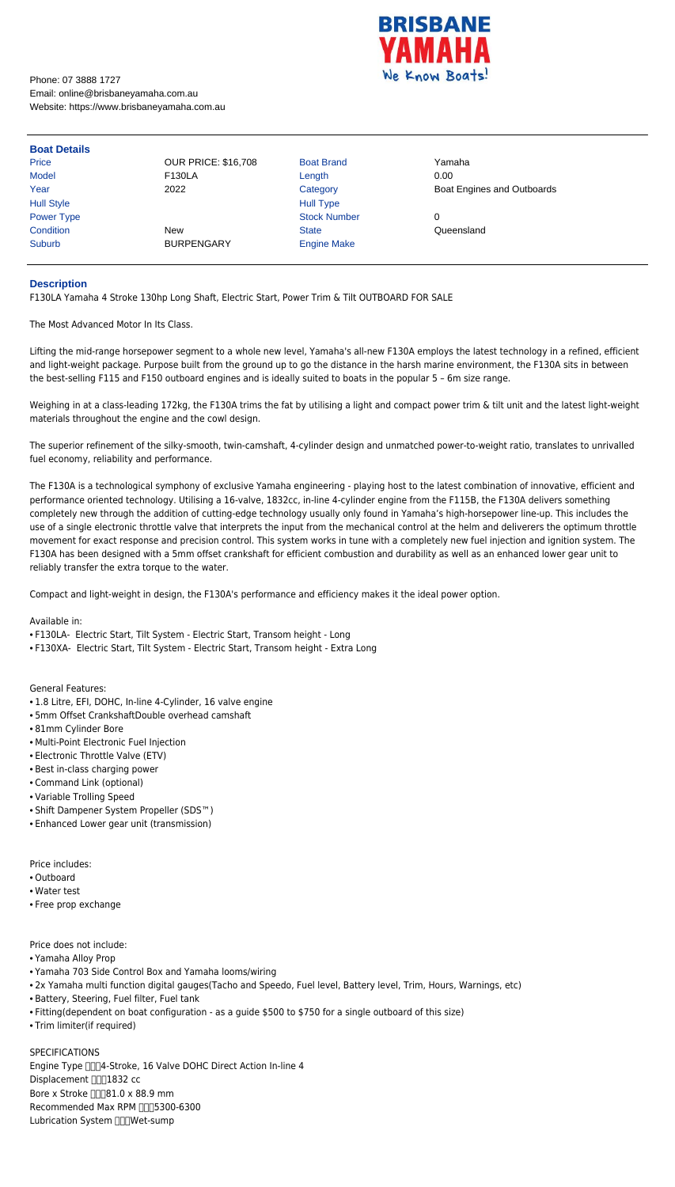Phone: 07 3888 1727
Email: online@brisbaneyamaha.com.au
Website: https://www.brisbaneyamaha.com.au

BRISBANE YAMAHA
We Know Boats!

## Boat Details

| | | | |
|---|---|---|---|
| Price | OUR PRICE: $16,708 | Boat Brand | Yamaha |
| Model | F130LA | Length | 0.00 |
| Year | 2022 | Category | Boat Engines and Outboards |
| Hull Style | | Hull Type | |
| Power Type | | Stock Number | 0 |
| Condition | New | State | Queensland |
| Suburb | BURPENGARY | Engine Make | |

## Description

F130LA Yamaha 4 Stroke 130hp Long Shaft, Electric Start, Power Trim & Tilt OUTBOARD FOR SALE

The Most Advanced Motor In Its Class.

Lifting the mid-range horsepower segment to a whole new level, Yamaha's all-new F130A employs the latest technology in a refined, efficient and light-weight package. Purpose built from the ground up to go the distance in the harsh marine environment, the F130A sits in between the best-selling F115 and F150 outboard engines and is ideally suited to boats in the popular 5 – 6m size range.

Weighing in at a class-leading 172kg, the F130A trims the fat by utilising a light and compact power trim & tilt unit and the latest light-weight materials throughout the engine and the cowl design.

The superior refinement of the silky-smooth, twin-camshaft, 4-cylinder design and unmatched power-to-weight ratio, translates to unrivalled fuel economy, reliability and performance.

The F130A is a technological symphony of exclusive Yamaha engineering - playing host to the latest combination of innovative, efficient and performance oriented technology. Utilising a 16-valve, 1832cc, in-line 4-cylinder engine from the F115B, the F130A delivers something completely new through the addition of cutting-edge technology usually only found in Yamaha's high-horsepower line-up. This includes the use of a single electronic throttle valve that interprets the input from the mechanical control at the helm and deliverers the optimum throttle movement for exact response and precision control. This system works in tune with a completely new fuel injection and ignition system. The F130A has been designed with a 5mm offset crankshaft for efficient combustion and durability as well as an enhanced lower gear unit to reliably transfer the extra torque to the water.

Compact and light-weight in design, the F130A's performance and efficiency makes it the ideal power option.

Available in:
- F130LA- Electric Start, Tilt System - Electric Start, Transom height - Long
- F130XA- Electric Start, Tilt System - Electric Start, Transom height - Extra Long

General Features:
- 1.8 Litre, EFI, DOHC, In-line 4-Cylinder, 16 valve engine
- 5mm Offset CrankshaftDouble overhead camshaft
- 81mm Cylinder Bore
- Multi-Point Electronic Fuel Injection
- Electronic Throttle Valve (ETV)
- Best in-class charging power
- Command Link (optional)
- Variable Trolling Speed
- Shift Dampener System Propeller (SDS™)
- Enhanced Lower gear unit (transmission)

Price includes:
- Outboard
- Water test
- Free prop exchange

Price does not include:
- Yamaha Alloy Prop
- Yamaha 703 Side Control Box and Yamaha looms/wiring
- 2x Yamaha multi function digital gauges(Tacho and Speedo, Fuel level, Battery level, Trim, Hours, Warnings, etc)
- Battery, Steering, Fuel filter, Fuel tank
- Fitting(dependent on boat configuration - as a guide $500 to $750 for a single outboard of this size)
- Trim limiter(if required)

SPECIFICATIONS
Engine Type 4-Stroke, 16 Valve DOHC Direct Action In-line 4
Displacement 1832 cc
Bore x Stroke 81.0 x 88.9 mm
Recommended Max RPM 5300-6300
Lubrication System Wet-sump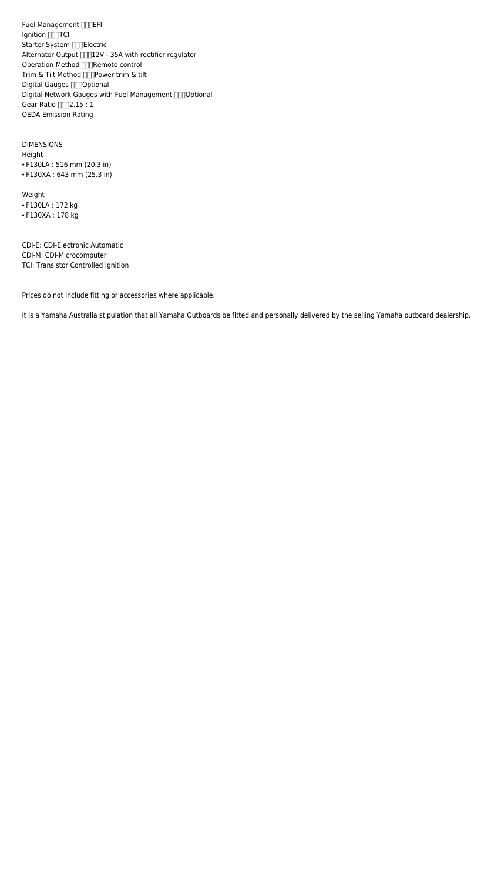Fuel Management EFI
Ignition TCI
Starter System Electric
Alternator Output 12V - 35A with rectifier regulator
Operation Method Remote control
Trim & Tilt Method Power trim & tilt
Digital Gauges Optional
Digital Network Gauges with Fuel Management Optional
Gear Ratio 2.15 : 1
OEDA Emission Rating

DIMENSIONS
Height
- F130LA : 516 mm (20.3 in)
- F130XA : 643 mm (25.3 in)

Weight
- F130LA : 172 kg
- F130XA : 178 kg

CDI-E: CDI-Electronic Automatic
CDI-M: CDI-Microcomputer
TCI: Transistor Controlled Ignition

Prices do not include fitting or accessories where applicable.

It is a Yamaha Australia stipulation that all Yamaha Outboards be fitted and personally delivered by the selling Yamaha outboard dealership.